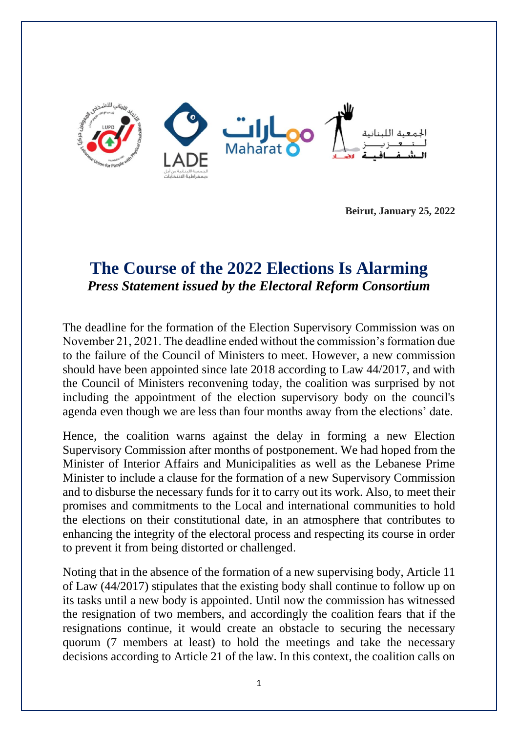**Beirut, January 25, 2022**

# The Course of the 2022 Elections Is Alarming

***Press Statement issued by the Electoral Reform Consortium***

The deadline for the formation of the Election Supervisory Commission was on November 21, 2021. The deadline ended without the commission's formation due to the failure of the Council of Ministers to meet. However, a new commission should have been appointed since late 2018 according to Law 44/2017, and with the Council of Ministers reconvening today, the coalition was surprised by not including the appointment of the election supervisory body on the council's agenda even though we are less than four months away from the elections' date.

Hence, the coalition warns against the delay in forming a new Election Supervisory Commission after months of postponement. We had hoped from the Minister of Interior Affairs and Municipalities as well as the Lebanese Prime Minister to include a clause for the formation of a new Supervisory Commission and to disburse the necessary funds for it to carry out its work. Also, to meet their promises and commitments to the Local and international communities to hold the elections on their constitutional date, in an atmosphere that contributes to enhancing the integrity of the electoral process and respecting its course in order to prevent it from being distorted or challenged.

Noting that in the absence of the formation of a new supervising body, Article 11 of Law (44/2017) stipulates that the existing body shall continue to follow up on its tasks until a new body is appointed. Until now the commission has witnessed the resignation of two members, and accordingly the coalition fears that if the resignations continue, it would create an obstacle to securing the necessary quorum (7 members at least) to hold the meetings and take the necessary decisions according to Article 21 of the law. In this context, the coalition calls on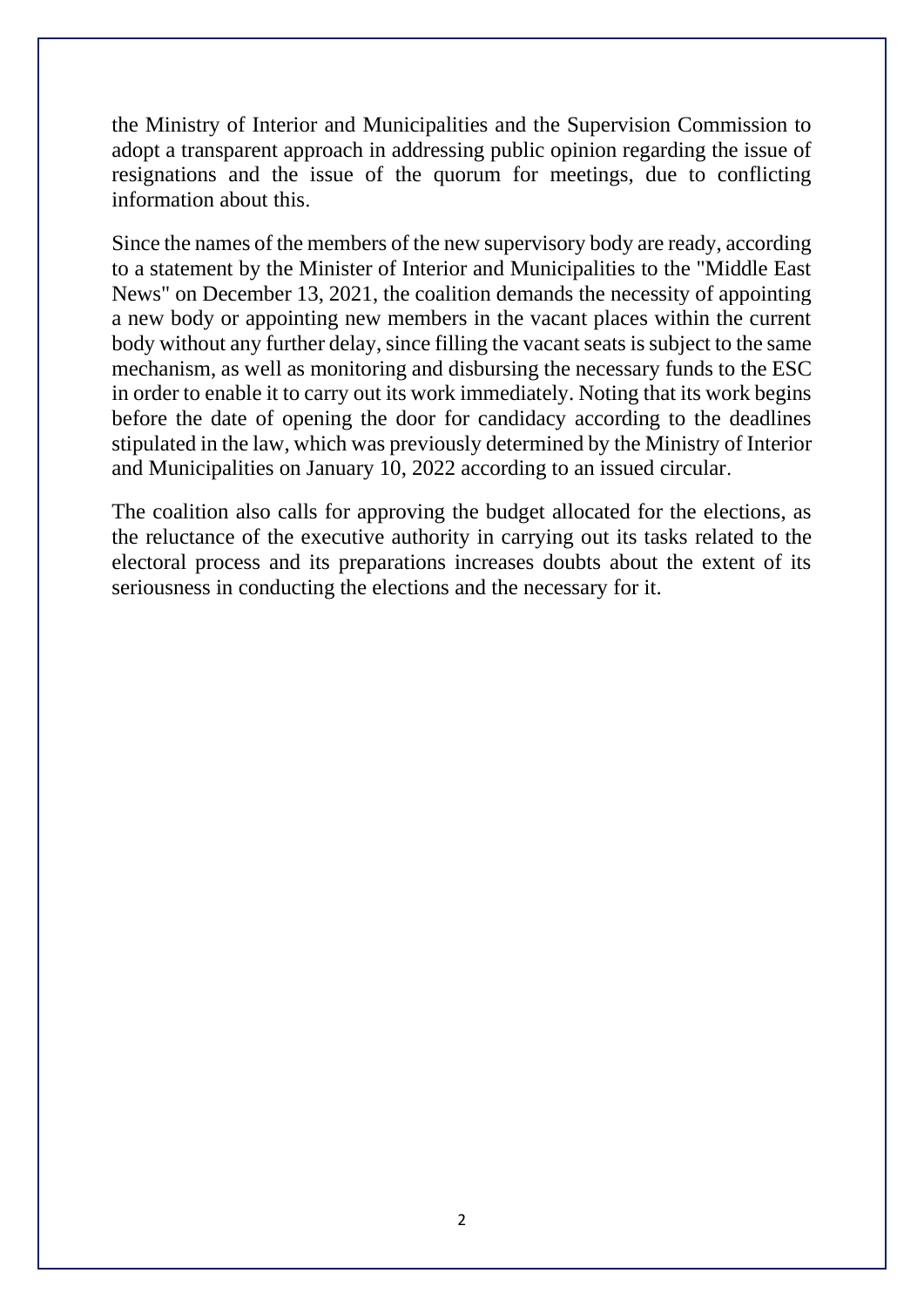the Ministry of Interior and Municipalities and the Supervision Commission to adopt a transparent approach in addressing public opinion regarding the issue of resignations and the issue of the quorum for meetings, due to conflicting information about this.

Since the names of the members of the new supervisory body are ready, according to a statement by the Minister of Interior and Municipalities to the "Middle East News" on December 13, 2021, the coalition demands the necessity of appointing a new body or appointing new members in the vacant places within the current body without any further delay, since filling the vacant seats is subject to the same mechanism, as well as monitoring and disbursing the necessary funds to the ESC in order to enable it to carry out its work immediately. Noting that its work begins before the date of opening the door for candidacy according to the deadlines stipulated in the law, which was previously determined by the Ministry of Interior and Municipalities on January 10, 2022 according to an issued circular.

The coalition also calls for approving the budget allocated for the elections, as the reluctance of the executive authority in carrying out its tasks related to the electoral process and its preparations increases doubts about the extent of its seriousness in conducting the elections and the necessary for it.